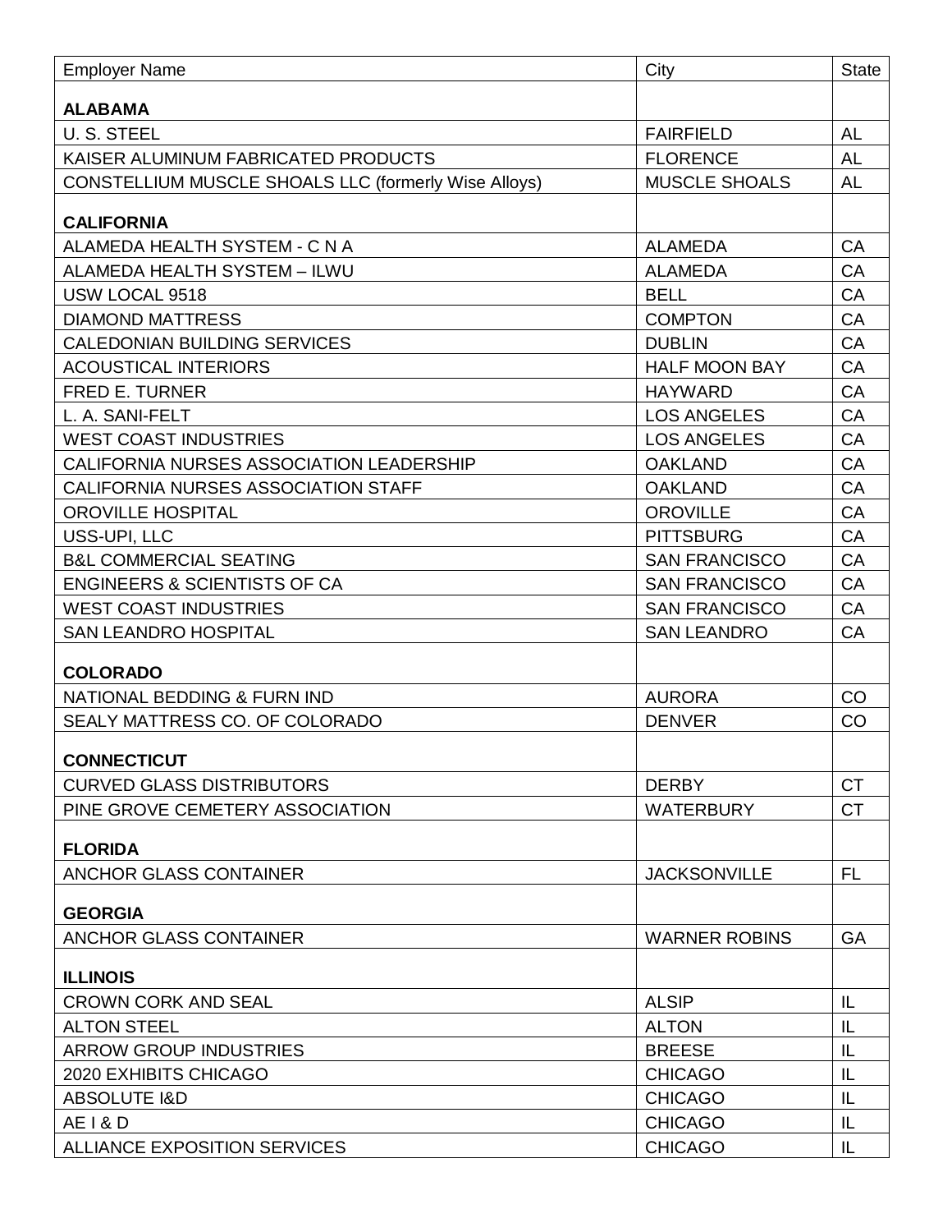| Employer Name | City | State |
|---|---|---|
| **ALABAMA** | | |
| U. S. STEEL | FAIRFIELD | AL |
| KAISER ALUMINUM FABRICATED PRODUCTS | FLORENCE | AL |
| CONSTELLIUM MUSCLE SHOALS LLC (formerly Wise Alloys) | MUSCLE SHOALS | AL |
| **CALIFORNIA** | | |
| ALAMEDA HEALTH SYSTEM - C N A | ALAMEDA | CA |
| ALAMEDA HEALTH SYSTEM – ILWU | ALAMEDA | CA |
| USW LOCAL 9518 | BELL | CA |
| DIAMOND MATTRESS | COMPTON | CA |
| CALEDONIAN BUILDING SERVICES | DUBLIN | CA |
| ACOUSTICAL INTERIORS | HALF MOON BAY | CA |
| FRED E. TURNER | HAYWARD | CA |
| L. A. SANI-FELT | LOS ANGELES | CA |
| WEST COAST INDUSTRIES | LOS ANGELES | CA |
| CALIFORNIA NURSES ASSOCIATION LEADERSHIP | OAKLAND | CA |
| CALIFORNIA NURSES ASSOCIATION STAFF | OAKLAND | CA |
| OROVILLE HOSPITAL | OROVILLE | CA |
| USS-UPI, LLC | PITTSBURG | CA |
| B&L COMMERCIAL SEATING | SAN FRANCISCO | CA |
| ENGINEERS & SCIENTISTS OF CA | SAN FRANCISCO | CA |
| WEST COAST INDUSTRIES | SAN FRANCISCO | CA |
| SAN LEANDRO HOSPITAL | SAN LEANDRO | CA |
| **COLORADO** | | |
| NATIONAL BEDDING & FURN IND | AURORA | CO |
| SEALY MATTRESS CO. OF COLORADO | DENVER | CO |
| **CONNECTICUT** | | |
| CURVED GLASS DISTRIBUTORS | DERBY | CT |
| PINE GROVE CEMETERY ASSOCIATION | WATERBURY | CT |
| **FLORIDA** | | |
| ANCHOR GLASS CONTAINER | JACKSONVILLE | FL |
| **GEORGIA** | | |
| ANCHOR GLASS CONTAINER | WARNER ROBINS | GA |
| **ILLINOIS** | | |
| CROWN CORK AND SEAL | ALSIP | IL |
| ALTON STEEL | ALTON | IL |
| ARROW GROUP INDUSTRIES | BREESE | IL |
| 2020 EXHIBITS CHICAGO | CHICAGO | IL |
| ABSOLUTE I&D | CHICAGO | IL |
| AE I & D | CHICAGO | IL |
| ALLIANCE EXPOSITION SERVICES | CHICAGO | IL |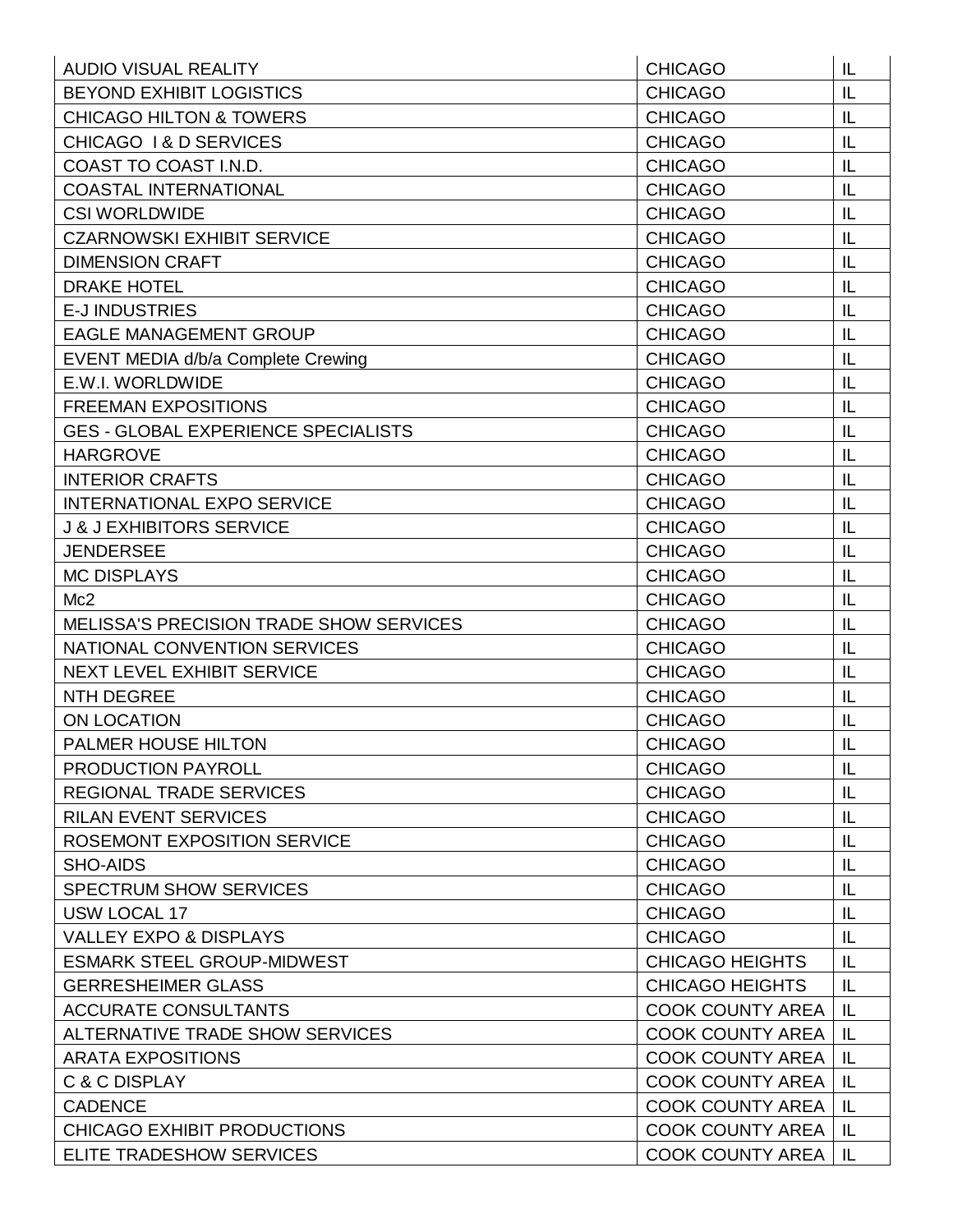| | | |
|---|---|---|
| AUDIO VISUAL REALITY | CHICAGO | IL |
| BEYOND EXHIBIT LOGISTICS | CHICAGO | IL |
| CHICAGO HILTON & TOWERS | CHICAGO | IL |
| CHICAGO I & D SERVICES | CHICAGO | IL |
| COAST TO COAST I.N.D. | CHICAGO | IL |
| COASTAL INTERNATIONAL | CHICAGO | IL |
| CSI WORLDWIDE | CHICAGO | IL |
| CZARNOWSKI EXHIBIT SERVICE | CHICAGO | IL |
| DIMENSION CRAFT | CHICAGO | IL |
| DRAKE HOTEL | CHICAGO | IL |
| E-J INDUSTRIES | CHICAGO | IL |
| EAGLE MANAGEMENT GROUP | CHICAGO | IL |
| EVENT MEDIA d/b/a Complete Crewing | CHICAGO | IL |
| E.W.I. WORLDWIDE | CHICAGO | IL |
| FREEMAN EXPOSITIONS | CHICAGO | IL |
| GES - GLOBAL EXPERIENCE SPECIALISTS | CHICAGO | IL |
| HARGROVE | CHICAGO | IL |
| INTERIOR CRAFTS | CHICAGO | IL |
| INTERNATIONAL EXPO SERVICE | CHICAGO | IL |
| J & J EXHIBITORS SERVICE | CHICAGO | IL |
| JENDERSEE | CHICAGO | IL |
| MC DISPLAYS | CHICAGO | IL |
| Mc2 | CHICAGO | IL |
| MELISSA'S PRECISION TRADE SHOW SERVICES | CHICAGO | IL |
| NATIONAL CONVENTION SERVICES | CHICAGO | IL |
| NEXT LEVEL EXHIBIT SERVICE | CHICAGO | IL |
| NTH DEGREE | CHICAGO | IL |
| ON LOCATION | CHICAGO | IL |
| PALMER HOUSE HILTON | CHICAGO | IL |
| PRODUCTION PAYROLL | CHICAGO | IL |
| REGIONAL TRADE SERVICES | CHICAGO | IL |
| RILAN EVENT SERVICES | CHICAGO | IL |
| ROSEMONT EXPOSITION SERVICE | CHICAGO | IL |
| SHO-AIDS | CHICAGO | IL |
| SPECTRUM SHOW SERVICES | CHICAGO | IL |
| USW LOCAL 17 | CHICAGO | IL |
| VALLEY EXPO & DISPLAYS | CHICAGO | IL |
| ESMARK STEEL GROUP-MIDWEST | CHICAGO HEIGHTS | IL |
| GERRESHEIMER GLASS | CHICAGO HEIGHTS | IL |
| ACCURATE CONSULTANTS | COOK COUNTY AREA | IL |
| ALTERNATIVE TRADE SHOW SERVICES | COOK COUNTY AREA | IL |
| ARATA EXPOSITIONS | COOK COUNTY AREA | IL |
| C & C DISPLAY | COOK COUNTY AREA | IL |
| CADENCE | COOK COUNTY AREA | IL |
| CHICAGO EXHIBIT PRODUCTIONS | COOK COUNTY AREA | IL |
| ELITE TRADESHOW SERVICES | COOK COUNTY AREA | IL |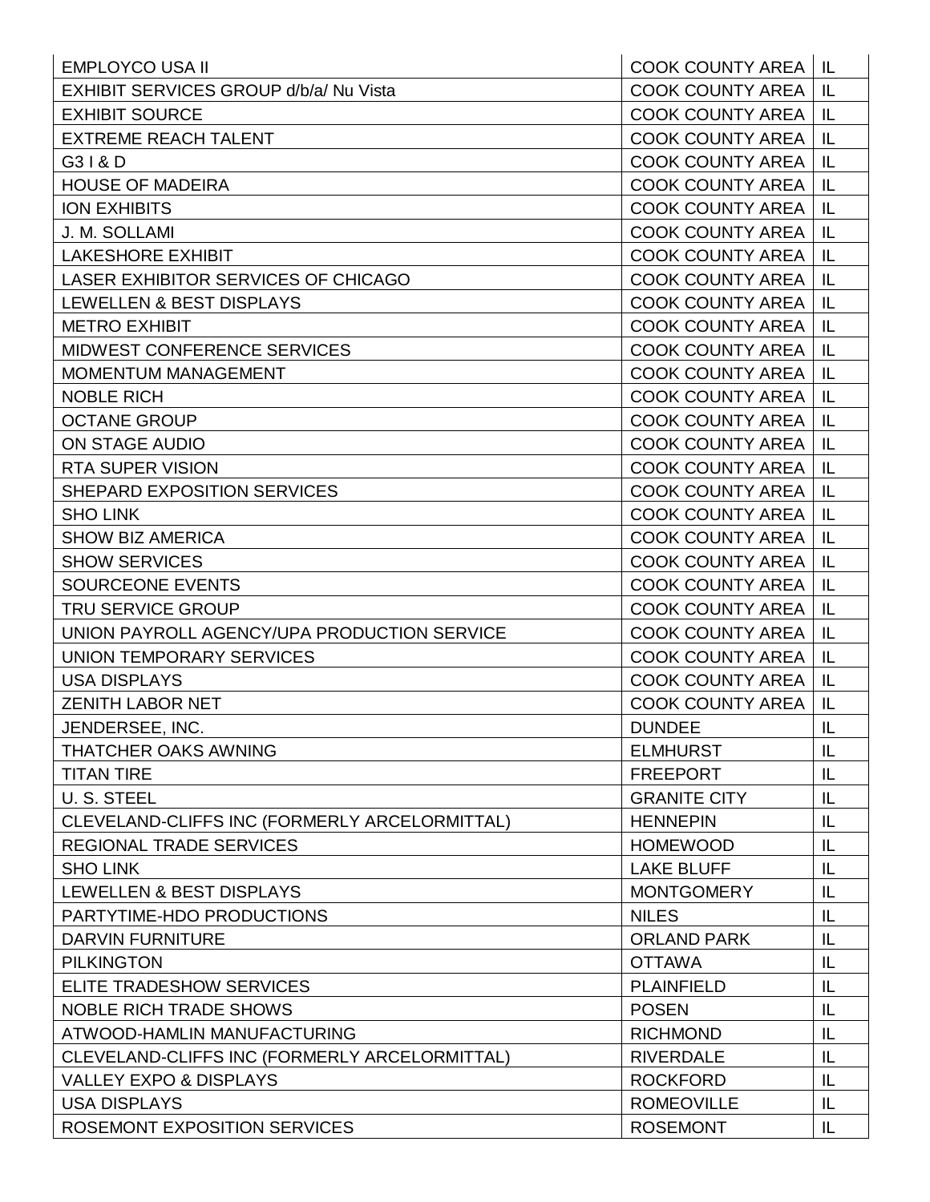| | | |
|---|---|---|
| EMPLOYCO USA II | COOK COUNTY AREA | IL |
| EXHIBIT SERVICES GROUP d/b/a/ Nu Vista | COOK COUNTY AREA | IL |
| EXHIBIT SOURCE | COOK COUNTY AREA | IL |
| EXTREME REACH TALENT | COOK COUNTY AREA | IL |
| G3 I & D | COOK COUNTY AREA | IL |
| HOUSE OF MADEIRA | COOK COUNTY AREA | IL |
| ION EXHIBITS | COOK COUNTY AREA | IL |
| J. M. SOLLAMI | COOK COUNTY AREA | IL |
| LAKESHORE EXHIBIT | COOK COUNTY AREA | IL |
| LASER EXHIBITOR SERVICES OF CHICAGO | COOK COUNTY AREA | IL |
| LEWELLEN & BEST DISPLAYS | COOK COUNTY AREA | IL |
| METRO EXHIBIT | COOK COUNTY AREA | IL |
| MIDWEST CONFERENCE SERVICES | COOK COUNTY AREA | IL |
| MOMENTUM MANAGEMENT | COOK COUNTY AREA | IL |
| NOBLE RICH | COOK COUNTY AREA | IL |
| OCTANE GROUP | COOK COUNTY AREA | IL |
| ON STAGE AUDIO | COOK COUNTY AREA | IL |
| RTA SUPER VISION | COOK COUNTY AREA | IL |
| SHEPARD EXPOSITION SERVICES | COOK COUNTY AREA | IL |
| SHO LINK | COOK COUNTY AREA | IL |
| SHOW BIZ AMERICA | COOK COUNTY AREA | IL |
| SHOW SERVICES | COOK COUNTY AREA | IL |
| SOURCEONE EVENTS | COOK COUNTY AREA | IL |
| TRU SERVICE GROUP | COOK COUNTY AREA | IL |
| UNION PAYROLL AGENCY/UPA PRODUCTION SERVICE | COOK COUNTY AREA | IL |
| UNION TEMPORARY SERVICES | COOK COUNTY AREA | IL |
| USA DISPLAYS | COOK COUNTY AREA | IL |
| ZENITH LABOR NET | COOK COUNTY AREA | IL |
| JENDERSEE, INC. | DUNDEE | IL |
| THATCHER OAKS AWNING | ELMHURST | IL |
| TITAN TIRE | FREEPORT | IL |
| U. S. STEEL | GRANITE CITY | IL |
| CLEVELAND-CLIFFS INC (FORMERLY ARCELORMITTAL) | HENNEPIN | IL |
| REGIONAL TRADE SERVICES | HOMEWOOD | IL |
| SHO LINK | LAKE BLUFF | IL |
| LEWELLEN & BEST DISPLAYS | MONTGOMERY | IL |
| PARTYTIME-HDO PRODUCTIONS | NILES | IL |
| DARVIN FURNITURE | ORLAND PARK | IL |
| PILKINGTON | OTTAWA | IL |
| ELITE TRADESHOW SERVICES | PLAINFIELD | IL |
| NOBLE RICH TRADE SHOWS | POSEN | IL |
| ATWOOD-HAMLIN MANUFACTURING | RICHMOND | IL |
| CLEVELAND-CLIFFS INC (FORMERLY ARCELORMITTAL) | RIVERDALE | IL |
| VALLEY EXPO & DISPLAYS | ROCKFORD | IL |
| USA DISPLAYS | ROMEOVILLE | IL |
| ROSEMONT EXPOSITION SERVICES | ROSEMONT | IL |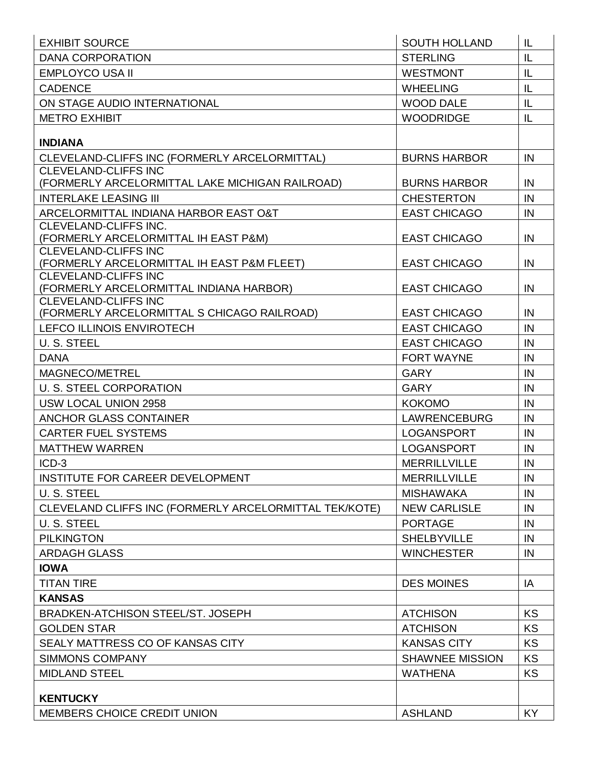| | | |
|---|---|---|
| EXHIBIT SOURCE | SOUTH HOLLAND | IL |
| DANA CORPORATION | STERLING | IL |
| EMPLOYCO USA II | WESTMONT | IL |
| CADENCE | WHEELING | IL |
| ON STAGE AUDIO INTERNATIONAL | WOOD DALE | IL |
| METRO EXHIBIT | WOODRIDGE | IL |
| **INDIANA** | | |
| CLEVELAND-CLIFFS INC (FORMERLY ARCELORMITTAL) | BURNS HARBOR | IN |
| CLEVELAND-CLIFFS INC (FORMERLY ARCELORMITTAL LAKE MICHIGAN RAILROAD) | BURNS HARBOR | IN |
| INTERLAKE LEASING III | CHESTERTON | IN |
| ARCELORMITTAL INDIANA HARBOR EAST O&T | EAST CHICAGO | IN |
| CLEVELAND-CLIFFS INC. (FORMERLY ARCELORMITTAL IH EAST P&M) | EAST CHICAGO | IN |
| CLEVELAND-CLIFFS INC (FORMERLY ARCELORMITTAL IH EAST P&M FLEET) | EAST CHICAGO | IN |
| CLEVELAND-CLIFFS INC (FORMERLY ARCELORMITTAL INDIANA HARBOR) | EAST CHICAGO | IN |
| CLEVELAND-CLIFFS INC (FORMERLY ARCELORMITTAL S CHICAGO RAILROAD) | EAST CHICAGO | IN |
| LEFCO ILLINOIS ENVIROTECH | EAST CHICAGO | IN |
| U. S. STEEL | EAST CHICAGO | IN |
| DANA | FORT WAYNE | IN |
| MAGNECO/METREL | GARY | IN |
| U. S. STEEL CORPORATION | GARY | IN |
| USW LOCAL UNION 2958 | KOKOMO | IN |
| ANCHOR GLASS CONTAINER | LAWRENCEBURG | IN |
| CARTER FUEL SYSTEMS | LOGANSPORT | IN |
| MATTHEW WARREN | LOGANSPORT | IN |
| ICD-3 | MERRILLVILLE | IN |
| INSTITUTE FOR CAREER DEVELOPMENT | MERRILLVILLE | IN |
| U. S. STEEL | MISHAWAKA | IN |
| CLEVELAND CLIFFS INC (FORMERLY ARCELORMITTAL TEK/KOTE) | NEW CARLISLE | IN |
| U. S. STEEL | PORTAGE | IN |
| PILKINGTON | SHELBYVILLE | IN |
| ARDAGH GLASS | WINCHESTER | IN |
| **IOWA** | | |
| TITAN TIRE | DES MOINES | IA |
| **KANSAS** | | |
| BRADKEN-ATCHISON STEEL/ST. JOSEPH | ATCHISON | KS |
| GOLDEN STAR | ATCHISON | KS |
| SEALY MATTRESS CO OF KANSAS CITY | KANSAS CITY | KS |
| SIMMONS COMPANY | SHAWNEE MISSION | KS |
| MIDLAND STEEL | WATHENA | KS |
| **KENTUCKY** | | |
| MEMBERS CHOICE CREDIT UNION | ASHLAND | KY |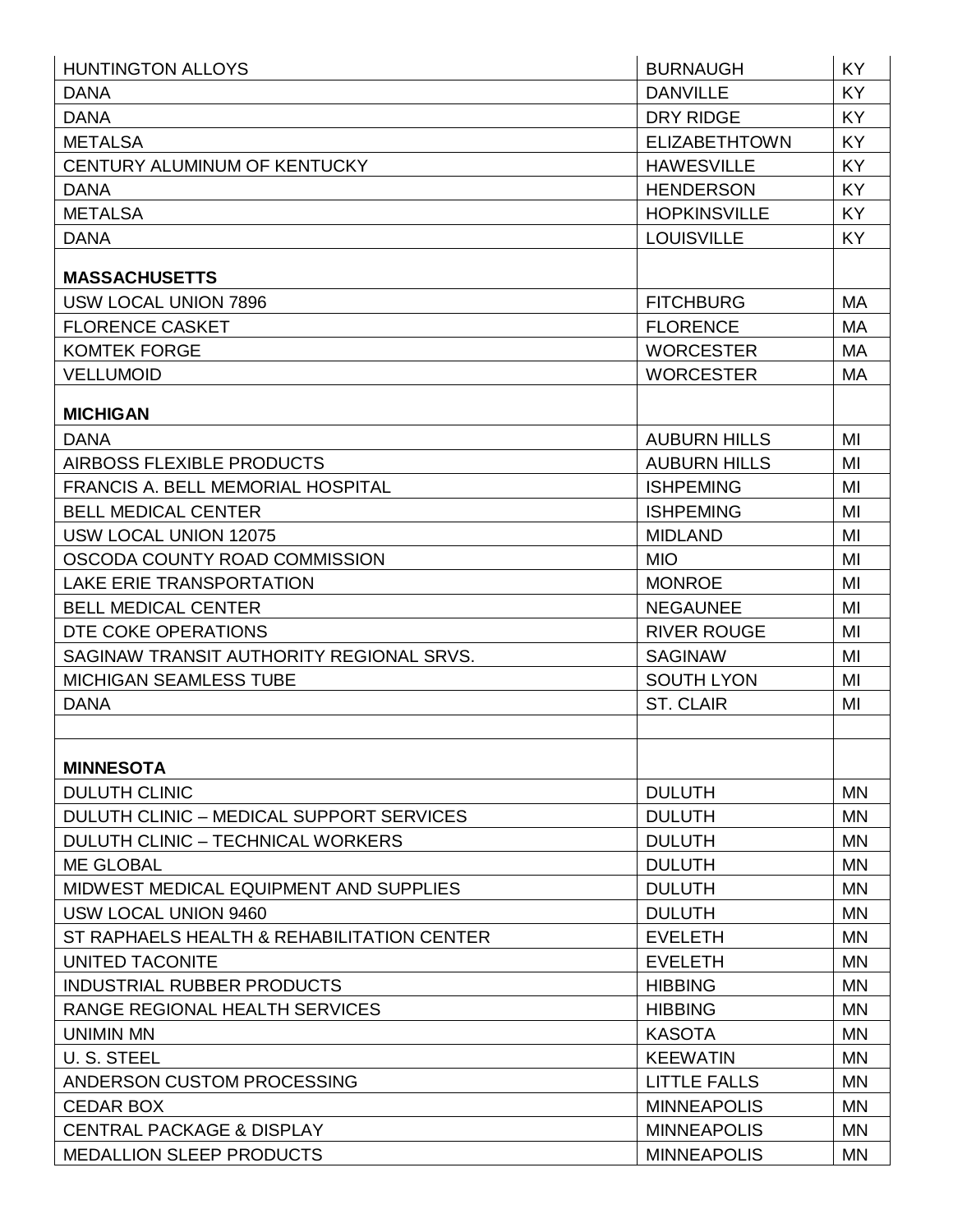| | | |
|---|---|---|
| HUNTINGTON ALLOYS | BURNAUGH | KY |
| DANA | DANVILLE | KY |
| DANA | DRY RIDGE | KY |
| METALSA | ELIZABETHTOWN | KY |
| CENTURY ALUMINUM OF KENTUCKY | HAWESVILLE | KY |
| DANA | HENDERSON | KY |
| METALSA | HOPKINSVILLE | KY |
| DANA | LOUISVILLE | KY |
| **MASSACHUSETTS** | | |
| USW LOCAL UNION 7896 | FITCHBURG | MA |
| FLORENCE CASKET | FLORENCE | MA |
| KOMTEK FORGE | WORCESTER | MA |
| VELLUMOID | WORCESTER | MA |
| **MICHIGAN** | | |
| DANA | AUBURN HILLS | MI |
| AIRBOSS FLEXIBLE PRODUCTS | AUBURN HILLS | MI |
| FRANCIS A. BELL MEMORIAL HOSPITAL | ISHPEMING | MI |
| BELL MEDICAL CENTER | ISHPEMING | MI |
| USW LOCAL UNION 12075 | MIDLAND | MI |
| OSCODA COUNTY ROAD COMMISSION | MIO | MI |
| LAKE ERIE TRANSPORTATION | MONROE | MI |
| BELL MEDICAL CENTER | NEGAUNEE | MI |
| DTE COKE OPERATIONS | RIVER ROUGE | MI |
| SAGINAW TRANSIT AUTHORITY REGIONAL SRVS. | SAGINAW | MI |
| MICHIGAN SEAMLESS TUBE | SOUTH LYON | MI |
| DANA | ST. CLAIR | MI |
| | | |
| **MINNESOTA** | | |
| DULUTH CLINIC | DULUTH | MN |
| DULUTH CLINIC – MEDICAL SUPPORT SERVICES | DULUTH | MN |
| DULUTH CLINIC – TECHNICAL WORKERS | DULUTH | MN |
| ME GLOBAL | DULUTH | MN |
| MIDWEST MEDICAL EQUIPMENT AND SUPPLIES | DULUTH | MN |
| USW LOCAL UNION 9460 | DULUTH | MN |
| ST RAPHAELS HEALTH & REHABILITATION CENTER | EVELETH | MN |
| UNITED TACONITE | EVELETH | MN |
| INDUSTRIAL RUBBER PRODUCTS | HIBBING | MN |
| RANGE REGIONAL HEALTH SERVICES | HIBBING | MN |
| UNIMIN MN | KASOTA | MN |
| U. S. STEEL | KEEWATIN | MN |
| ANDERSON CUSTOM PROCESSING | LITTLE FALLS | MN |
| CEDAR BOX | MINNEAPOLIS | MN |
| CENTRAL PACKAGE & DISPLAY | MINNEAPOLIS | MN |
| MEDALLION SLEEP PRODUCTS | MINNEAPOLIS | MN |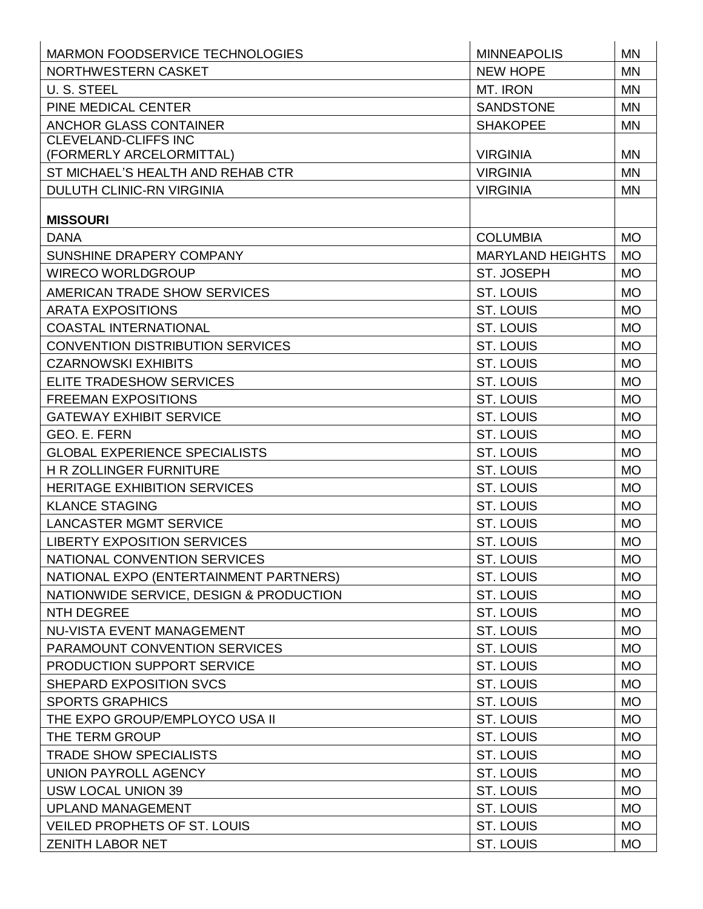| | | |
|---|---|---|
| MARMON FOODSERVICE TECHNOLOGIES | MINNEAPOLIS | MN |
| NORTHWESTERN CASKET | NEW HOPE | MN |
| U. S. STEEL | MT. IRON | MN |
| PINE MEDICAL CENTER | SANDSTONE | MN |
| ANCHOR GLASS CONTAINER | SHAKOPEE | MN |
| CLEVELAND-CLIFFS INC (FORMERLY ARCELORMITTAL) | VIRGINIA | MN |
| ST MICHAEL'S HEALTH AND REHAB CTR | VIRGINIA | MN |
| DULUTH CLINIC-RN VIRGINIA | VIRGINIA | MN |
| **MISSOURI** | | |
| DANA | COLUMBIA | MO |
| SUNSHINE DRAPERY COMPANY | MARYLAND HEIGHTS | MO |
| WIRECO WORLDGROUP | ST. JOSEPH | MO |
| AMERICAN TRADE SHOW SERVICES | ST. LOUIS | MO |
| ARATA EXPOSITIONS | ST. LOUIS | MO |
| COASTAL INTERNATIONAL | ST. LOUIS | MO |
| CONVENTION DISTRIBUTION SERVICES | ST. LOUIS | MO |
| CZARNOWSKI EXHIBITS | ST. LOUIS | MO |
| ELITE TRADESHOW SERVICES | ST. LOUIS | MO |
| FREEMAN EXPOSITIONS | ST. LOUIS | MO |
| GATEWAY EXHIBIT SERVICE | ST. LOUIS | MO |
| GEO. E. FERN | ST. LOUIS | MO |
| GLOBAL EXPERIENCE SPECIALISTS | ST. LOUIS | MO |
| H R ZOLLINGER FURNITURE | ST. LOUIS | MO |
| HERITAGE EXHIBITION SERVICES | ST. LOUIS | MO |
| KLANCE STAGING | ST. LOUIS | MO |
| LANCASTER MGMT SERVICE | ST. LOUIS | MO |
| LIBERTY EXPOSITION SERVICES | ST. LOUIS | MO |
| NATIONAL CONVENTION SERVICES | ST. LOUIS | MO |
| NATIONAL EXPO (ENTERTAINMENT PARTNERS) | ST. LOUIS | MO |
| NATIONWIDE SERVICE, DESIGN & PRODUCTION | ST. LOUIS | MO |
| NTH DEGREE | ST. LOUIS | MO |
| NU-VISTA EVENT MANAGEMENT | ST. LOUIS | MO |
| PARAMOUNT CONVENTION SERVICES | ST. LOUIS | MO |
| PRODUCTION SUPPORT SERVICE | ST. LOUIS | MO |
| SHEPARD EXPOSITION SVCS | ST. LOUIS | MO |
| SPORTS GRAPHICS | ST. LOUIS | MO |
| THE EXPO GROUP/EMPLOYCO USA II | ST. LOUIS | MO |
| THE TERM GROUP | ST. LOUIS | MO |
| TRADE SHOW SPECIALISTS | ST. LOUIS | MO |
| UNION PAYROLL AGENCY | ST. LOUIS | MO |
| USW LOCAL UNION 39 | ST. LOUIS | MO |
| UPLAND MANAGEMENT | ST. LOUIS | MO |
| VEILED PROPHETS OF ST. LOUIS | ST. LOUIS | MO |
| ZENITH LABOR NET | ST. LOUIS | MO |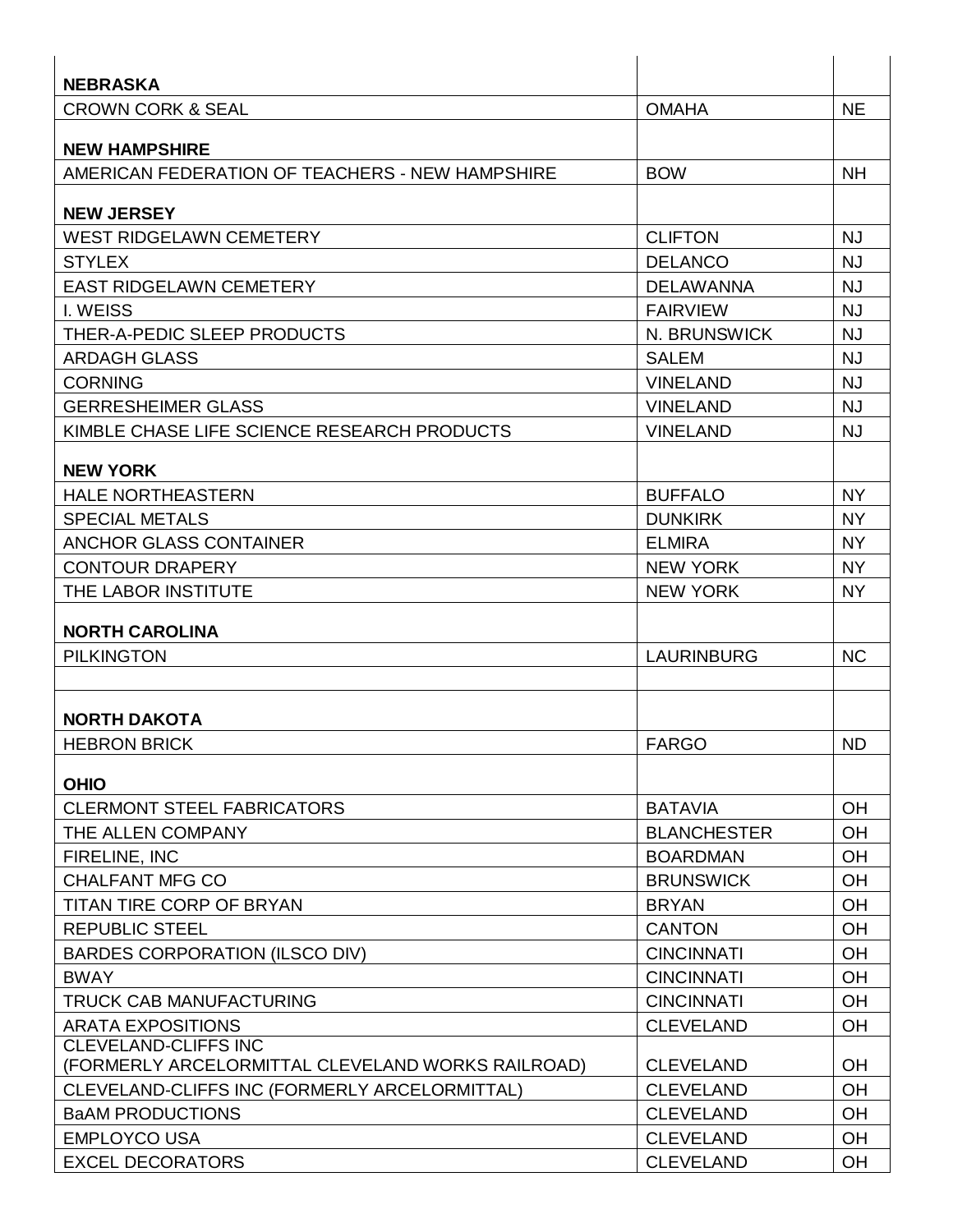| | | |
|---|---|---|
| **NEBRASKA** | | |
| CROWN CORK & SEAL | OMAHA | NE |
| **NEW HAMPSHIRE** | | |
| AMERICAN FEDERATION OF TEACHERS - NEW HAMPSHIRE | BOW | NH |
| **NEW JERSEY** | | |
| WEST RIDGELAWN CEMETERY | CLIFTON | NJ |
| STYLEX | DELANCO | NJ |
| EAST RIDGELAWN CEMETERY | DELAWANNA | NJ |
| I. WEISS | FAIRVIEW | NJ |
| THER-A-PEDIC SLEEP PRODUCTS | N. BRUNSWICK | NJ |
| ARDAGH GLASS | SALEM | NJ |
| CORNING | VINELAND | NJ |
| GERRESHEIMER GLASS | VINELAND | NJ |
| KIMBLE CHASE LIFE SCIENCE RESEARCH PRODUCTS | VINELAND | NJ |
| **NEW YORK** | | |
| HALE NORTHEASTERN | BUFFALO | NY |
| SPECIAL METALS | DUNKIRK | NY |
| ANCHOR GLASS CONTAINER | ELMIRA | NY |
| CONTOUR DRAPERY | NEW YORK | NY |
| THE LABOR INSTITUTE | NEW YORK | NY |
| **NORTH CAROLINA** | | |
| PILKINGTON | LAURINBURG | NC |
| | | |
| **NORTH DAKOTA** | | |
| HEBRON BRICK | FARGO | ND |
| **OHIO** | | |
| CLERMONT STEEL FABRICATORS | BATAVIA | OH |
| THE ALLEN COMPANY | BLANCHESTER | OH |
| FIRELINE, INC | BOARDMAN | OH |
| CHALFANT MFG CO | BRUNSWICK | OH |
| TITAN TIRE CORP OF BRYAN | BRYAN | OH |
| REPUBLIC STEEL | CANTON | OH |
| BARDES CORPORATION (ILSCO DIV) | CINCINNATI | OH |
| BWAY | CINCINNATI | OH |
| TRUCK CAB MANUFACTURING | CINCINNATI | OH |
| ARATA EXPOSITIONS | CLEVELAND | OH |
| CLEVELAND-CLIFFS INC (FORMERLY ARCELORMITTAL CLEVELAND WORKS RAILROAD) | CLEVELAND | OH |
| CLEVELAND-CLIFFS INC (FORMERLY ARCELORMITTAL) | CLEVELAND | OH |
| BaAM PRODUCTIONS | CLEVELAND | OH |
| EMPLOYCO USA | CLEVELAND | OH |
| EXCEL DECORATORS | CLEVELAND | OH |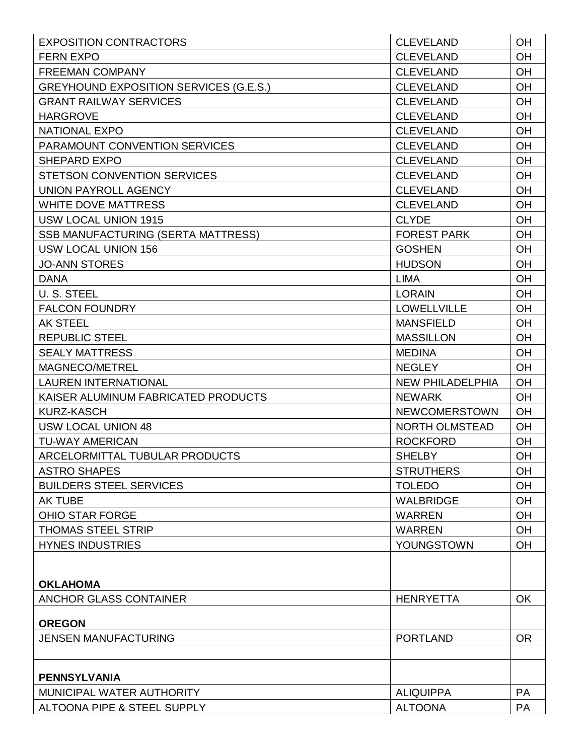| | | |
|---|---|---|
| EXPOSITION CONTRACTORS | CLEVELAND | OH |
| FERN EXPO | CLEVELAND | OH |
| FREEMAN COMPANY | CLEVELAND | OH |
| GREYHOUND EXPOSITION SERVICES (G.E.S.) | CLEVELAND | OH |
| GRANT RAILWAY SERVICES | CLEVELAND | OH |
| HARGROVE | CLEVELAND | OH |
| NATIONAL EXPO | CLEVELAND | OH |
| PARAMOUNT CONVENTION SERVICES | CLEVELAND | OH |
| SHEPARD EXPO | CLEVELAND | OH |
| STETSON CONVENTION SERVICES | CLEVELAND | OH |
| UNION PAYROLL AGENCY | CLEVELAND | OH |
| WHITE DOVE MATTRESS | CLEVELAND | OH |
| USW LOCAL UNION 1915 | CLYDE | OH |
| SSB MANUFACTURING (SERTA MATTRESS) | FOREST PARK | OH |
| USW LOCAL UNION 156 | GOSHEN | OH |
| JO-ANN STORES | HUDSON | OH |
| DANA | LIMA | OH |
| U. S. STEEL | LORAIN | OH |
| FALCON FOUNDRY | LOWELLVILLE | OH |
| AK STEEL | MANSFIELD | OH |
| REPUBLIC STEEL | MASSILLON | OH |
| SEALY MATTRESS | MEDINA | OH |
| MAGNECO/METREL | NEGLEY | OH |
| LAUREN INTERNATIONAL | NEW PHILADELPHIA | OH |
| KAISER ALUMINUM FABRICATED PRODUCTS | NEWARK | OH |
| KURZ-KASCH | NEWCOMERSTOWN | OH |
| USW LOCAL UNION 48 | NORTH OLMSTEAD | OH |
| TU-WAY AMERICAN | ROCKFORD | OH |
| ARCELORMITTAL TUBULAR PRODUCTS | SHELBY | OH |
| ASTRO SHAPES | STRUTHERS | OH |
| BUILDERS STEEL SERVICES | TOLEDO | OH |
| AK TUBE | WALBRIDGE | OH |
| OHIO STAR FORGE | WARREN | OH |
| THOMAS STEEL STRIP | WARREN | OH |
| HYNES INDUSTRIES | YOUNGSTOWN | OH |
| | | |
| **OKLAHOMA** | | |
| ANCHOR GLASS CONTAINER | HENRYETTA | OK |
| **OREGON** | | |
| JENSEN MANUFACTURING | PORTLAND | OR |
| | | |
| **PENNSYLVANIA** | | |
| MUNICIPAL WATER AUTHORITY | ALIQUIPPA | PA |
| ALTOONA PIPE & STEEL SUPPLY | ALTOONA | PA |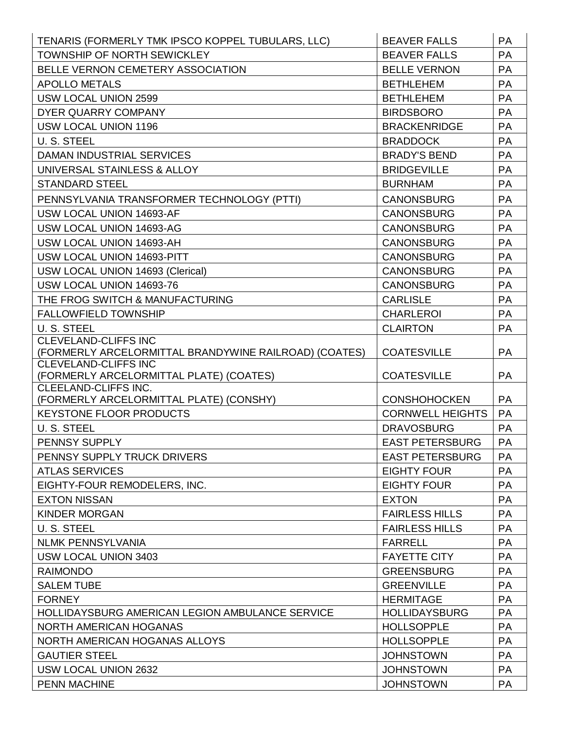| | | |
|---|---|---|
| TENARIS (FORMERLY TMK IPSCO KOPPEL TUBULARS, LLC) | BEAVER FALLS | PA |
| TOWNSHIP OF NORTH SEWICKLEY | BEAVER FALLS | PA |
| BELLE VERNON CEMETERY ASSOCIATION | BELLE VERNON | PA |
| APOLLO METALS | BETHLEHEM | PA |
| USW LOCAL UNION 2599 | BETHLEHEM | PA |
| DYER QUARRY COMPANY | BIRDSBORO | PA |
| USW LOCAL UNION 1196 | BRACKENRIDGE | PA |
| U. S. STEEL | BRADDOCK | PA |
| DAMAN INDUSTRIAL SERVICES | BRADY'S BEND | PA |
| UNIVERSAL STAINLESS & ALLOY | BRIDGEVILLE | PA |
| STANDARD STEEL | BURNHAM | PA |
| PENNSYLVANIA TRANSFORMER TECHNOLOGY (PTTI) | CANONSBURG | PA |
| USW LOCAL UNION 14693-AF | CANONSBURG | PA |
| USW LOCAL UNION 14693-AG | CANONSBURG | PA |
| USW LOCAL UNION 14693-AH | CANONSBURG | PA |
| USW LOCAL UNION 14693-PITT | CANONSBURG | PA |
| USW LOCAL UNION 14693 (Clerical) | CANONSBURG | PA |
| USW LOCAL UNION 14693-76 | CANONSBURG | PA |
| THE FROG SWITCH & MANUFACTURING | CARLISLE | PA |
| FALLOWFIELD TOWNSHIP | CHARLEROI | PA |
| U. S. STEEL | CLAIRTON | PA |
| CLEVELAND-CLIFFS INC (FORMERLY ARCELORMITTAL BRANDYWINE RAILROAD) (COATES) | COATESVILLE | PA |
| CLEVELAND-CLIFFS INC (FORMERLY ARCELORMITTAL PLATE) (COATES) | COATESVILLE | PA |
| CLEELAND-CLIFFS INC. (FORMERLY ARCELORMITTAL PLATE) (CONSHY) | CONSHOHOCKEN | PA |
| KEYSTONE FLOOR PRODUCTS | CORNWELL HEIGHTS | PA |
| U. S. STEEL | DRAVOSBURG | PA |
| PENNSY SUPPLY | EAST PETERSBURG | PA |
| PENNSY SUPPLY TRUCK DRIVERS | EAST PETERSBURG | PA |
| ATLAS SERVICES | EIGHTY FOUR | PA |
| EIGHTY-FOUR REMODELERS, INC. | EIGHTY FOUR | PA |
| EXTON NISSAN | EXTON | PA |
| KINDER MORGAN | FAIRLESS HILLS | PA |
| U. S. STEEL | FAIRLESS HILLS | PA |
| NLMK PENNSYLVANIA | FARRELL | PA |
| USW LOCAL UNION 3403 | FAYETTE CITY | PA |
| RAIMONDO | GREENSBURG | PA |
| SALEM TUBE | GREENVILLE | PA |
| FORNEY | HERMITAGE | PA |
| HOLLIDAYSBURG AMERICAN LEGION AMBULANCE SERVICE | HOLLIDAYSBURG | PA |
| NORTH AMERICAN HOGANAS | HOLLSOPPLE | PA |
| NORTH AMERICAN HOGANAS ALLOYS | HOLLSOPPLE | PA |
| GAUTIER STEEL | JOHNSTOWN | PA |
| USW LOCAL UNION 2632 | JOHNSTOWN | PA |
| PENN MACHINE | JOHNSTOWN | PA |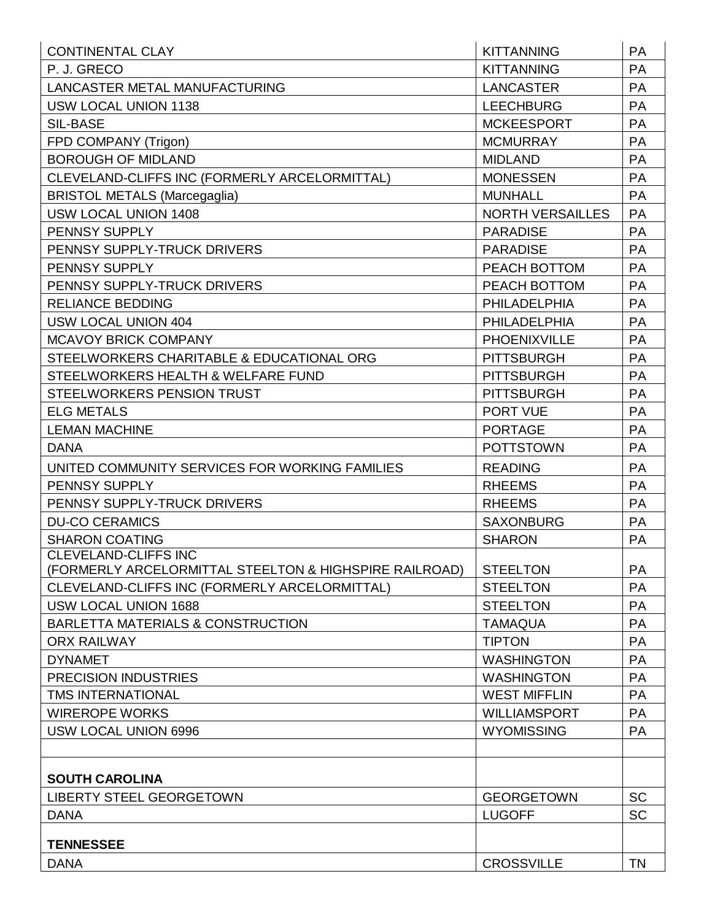| CONTINENTAL CLAY | KITTANNING | PA |
|---|---|---|
| P. J. GRECO | KITTANNING | PA |
| LANCASTER METAL MANUFACTURING | LANCASTER | PA |
| USW LOCAL UNION 1138 | LEECHBURG | PA |
| SIL-BASE | MCKEESPORT | PA |
| FPD COMPANY (Trigon) | MCMURRAY | PA |
| BOROUGH OF MIDLAND | MIDLAND | PA |
| CLEVELAND-CLIFFS INC (FORMERLY ARCELORMITTAL) | MONESSEN | PA |
| BRISTOL METALS (Marcegaglia) | MUNHALL | PA |
| USW LOCAL UNION 1408 | NORTH VERSAILLES | PA |
| PENNSY SUPPLY | PARADISE | PA |
| PENNSY SUPPLY-TRUCK DRIVERS | PARADISE | PA |
| PENNSY SUPPLY | PEACH BOTTOM | PA |
| PENNSY SUPPLY-TRUCK DRIVERS | PEACH BOTTOM | PA |
| RELIANCE BEDDING | PHILADELPHIA | PA |
| USW LOCAL UNION 404 | PHILADELPHIA | PA |
| MCAVOY BRICK COMPANY | PHOENIXVILLE | PA |
| STEELWORKERS CHARITABLE & EDUCATIONAL ORG | PITTSBURGH | PA |
| STEELWORKERS HEALTH & WELFARE FUND | PITTSBURGH | PA |
| STEELWORKERS PENSION TRUST | PITTSBURGH | PA |
| ELG METALS | PORT VUE | PA |
| LEMAN MACHINE | PORTAGE | PA |
| DANA | POTTSTOWN | PA |
| UNITED COMMUNITY SERVICES FOR WORKING FAMILIES | READING | PA |
| PENNSY SUPPLY | RHEEMS | PA |
| PENNSY SUPPLY-TRUCK DRIVERS | RHEEMS | PA |
| DU-CO CERAMICS | SAXONBURG | PA |
| SHARON COATING | SHARON | PA |
| CLEVELAND-CLIFFS INC (FORMERLY ARCELORMITTAL STEELTON & HIGHSPIRE RAILROAD) | STEELTON | PA |
| CLEVELAND-CLIFFS INC (FORMERLY ARCELORMITTAL) | STEELTON | PA |
| USW LOCAL UNION 1688 | STEELTON | PA |
| BARLETTA MATERIALS & CONSTRUCTION | TAMAQUA | PA |
| ORX RAILWAY | TIPTON | PA |
| DYNAMET | WASHINGTON | PA |
| PRECISION INDUSTRIES | WASHINGTON | PA |
| TMS INTERNATIONAL | WEST MIFFLIN | PA |
| WIREROPE WORKS | WILLIAMSPORT | PA |
| USW LOCAL UNION 6996 | WYOMISSING | PA |
| | | |
| **SOUTH CAROLINA** | | |
| LIBERTY STEEL GEORGETOWN | GEORGETOWN | SC |
| DANA | LUGOFF | SC |
| **TENNESSEE** | | |
| DANA | CROSSVILLE | TN |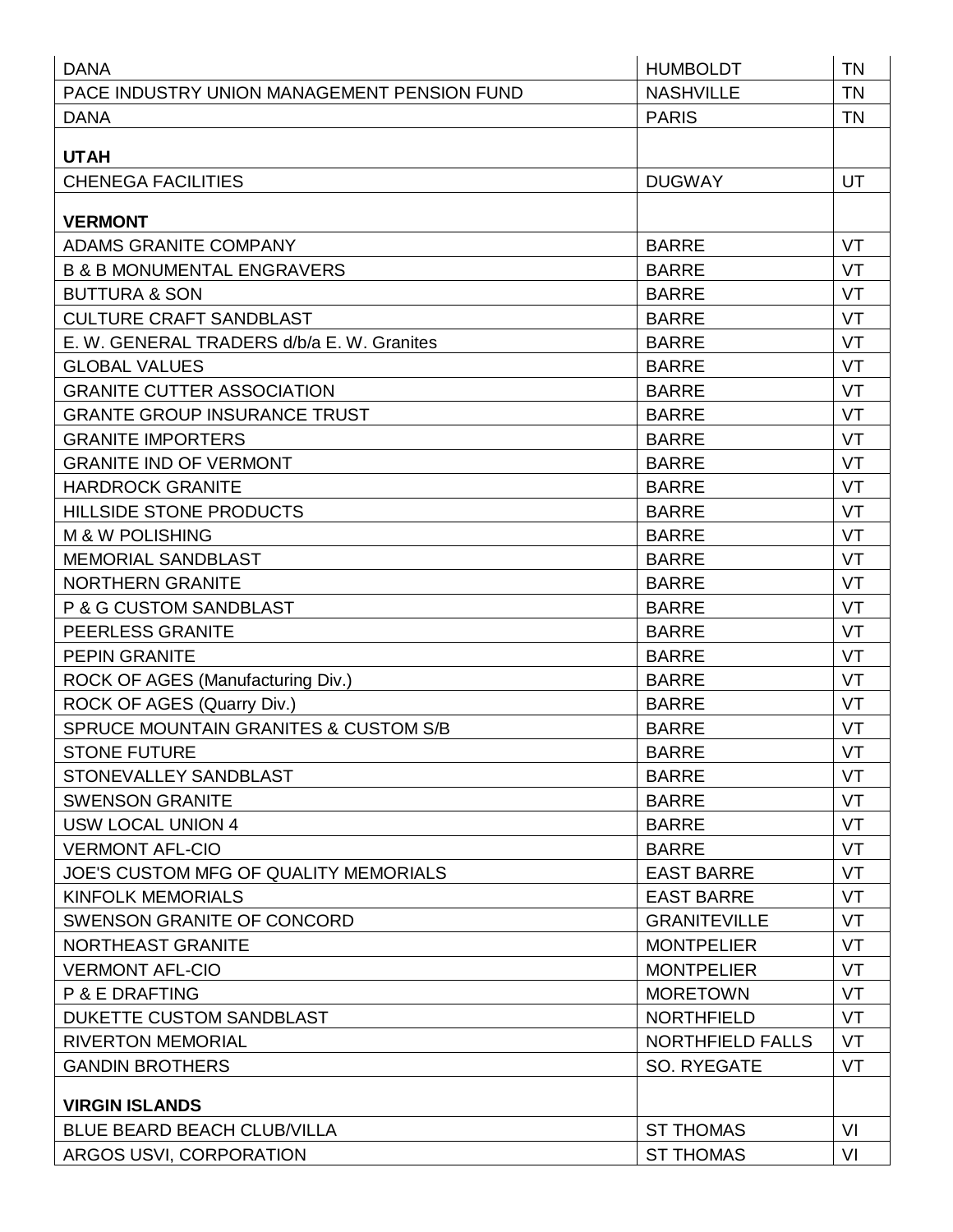| | | |
|---|---|---|
| DANA | HUMBOLDT | TN |
| PACE INDUSTRY UNION MANAGEMENT PENSION FUND | NASHVILLE | TN |
| DANA | PARIS | TN |
| **UTAH** | | |
| CHENEGA FACILITIES | DUGWAY | UT |
| **VERMONT** | | |
| ADAMS GRANITE COMPANY | BARRE | VT |
| B & B MONUMENTAL ENGRAVERS | BARRE | VT |
| BUTTURA & SON | BARRE | VT |
| CULTURE CRAFT SANDBLAST | BARRE | VT |
| E. W. GENERAL TRADERS d/b/a E. W. Granites | BARRE | VT |
| GLOBAL VALUES | BARRE | VT |
| GRANITE CUTTER ASSOCIATION | BARRE | VT |
| GRANTE GROUP INSURANCE TRUST | BARRE | VT |
| GRANITE IMPORTERS | BARRE | VT |
| GRANITE IND OF VERMONT | BARRE | VT |
| HARDROCK GRANITE | BARRE | VT |
| HILLSIDE STONE PRODUCTS | BARRE | VT |
| M & W POLISHING | BARRE | VT |
| MEMORIAL SANDBLAST | BARRE | VT |
| NORTHERN GRANITE | BARRE | VT |
| P & G CUSTOM SANDBLAST | BARRE | VT |
| PEERLESS GRANITE | BARRE | VT |
| PEPIN GRANITE | BARRE | VT |
| ROCK OF AGES (Manufacturing Div.) | BARRE | VT |
| ROCK OF AGES (Quarry Div.) | BARRE | VT |
| SPRUCE MOUNTAIN GRANITES & CUSTOM S/B | BARRE | VT |
| STONE FUTURE | BARRE | VT |
| STONEVALLEY SANDBLAST | BARRE | VT |
| SWENSON GRANITE | BARRE | VT |
| USW LOCAL UNION 4 | BARRE | VT |
| VERMONT AFL-CIO | BARRE | VT |
| JOE'S CUSTOM MFG OF QUALITY MEMORIALS | EAST BARRE | VT |
| KINFOLK MEMORIALS | EAST BARRE | VT |
| SWENSON GRANITE OF CONCORD | GRANITEVILLE | VT |
| NORTHEAST GRANITE | MONTPELIER | VT |
| VERMONT AFL-CIO | MONTPELIER | VT |
| P & E DRAFTING | MORETOWN | VT |
| DUKETTE CUSTOM SANDBLAST | NORTHFIELD | VT |
| RIVERTON MEMORIAL | NORTHFIELD FALLS | VT |
| GANDIN BROTHERS | SO. RYEGATE | VT |
| **VIRGIN ISLANDS** | | |
| BLUE BEARD BEACH CLUB/VILLA | ST THOMAS | VI |
| ARGOS USVI, CORPORATION | ST THOMAS | VI |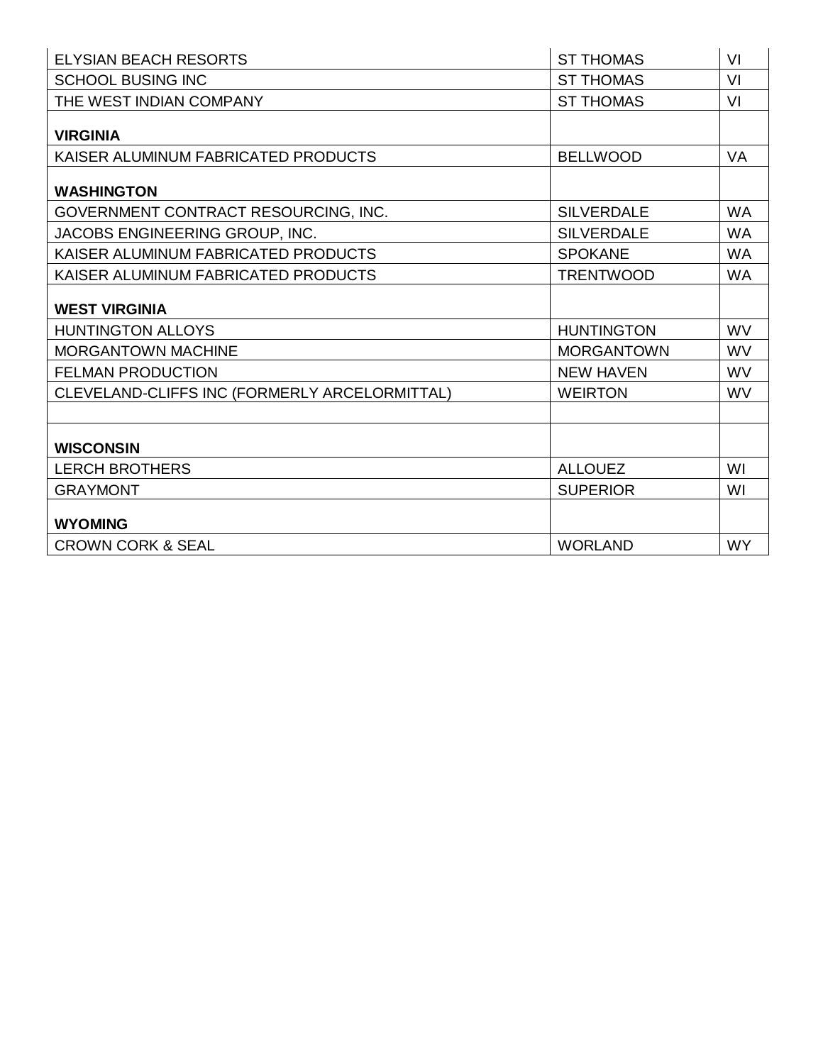| | | |
|---|---|---|
| ELYSIAN BEACH RESORTS | ST THOMAS | VI |
| SCHOOL BUSING INC | ST THOMAS | VI |
| THE WEST INDIAN COMPANY | ST THOMAS | VI |
| **VIRGINIA** | | |
| KAISER ALUMINUM FABRICATED PRODUCTS | BELLWOOD | VA |
| **WASHINGTON** | | |
| GOVERNMENT CONTRACT RESOURCING, INC. | SILVERDALE | WA |
| JACOBS ENGINEERING GROUP, INC. | SILVERDALE | WA |
| KAISER ALUMINUM FABRICATED PRODUCTS | SPOKANE | WA |
| KAISER ALUMINUM FABRICATED PRODUCTS | TRENTWOOD | WA |
| **WEST VIRGINIA** | | |
| HUNTINGTON ALLOYS | HUNTINGTON | WV |
| MORGANTOWN MACHINE | MORGANTOWN | WV |
| FELMAN PRODUCTION | NEW HAVEN | WV |
| CLEVELAND-CLIFFS INC (FORMERLY ARCELORMITTAL) | WEIRTON | WV |
| | | |
| **WISCONSIN** | | |
| LERCH BROTHERS | ALLOUEZ | WI |
| GRAYMONT | SUPERIOR | WI |
| **WYOMING** | | |
| CROWN CORK & SEAL | WORLAND | WY |